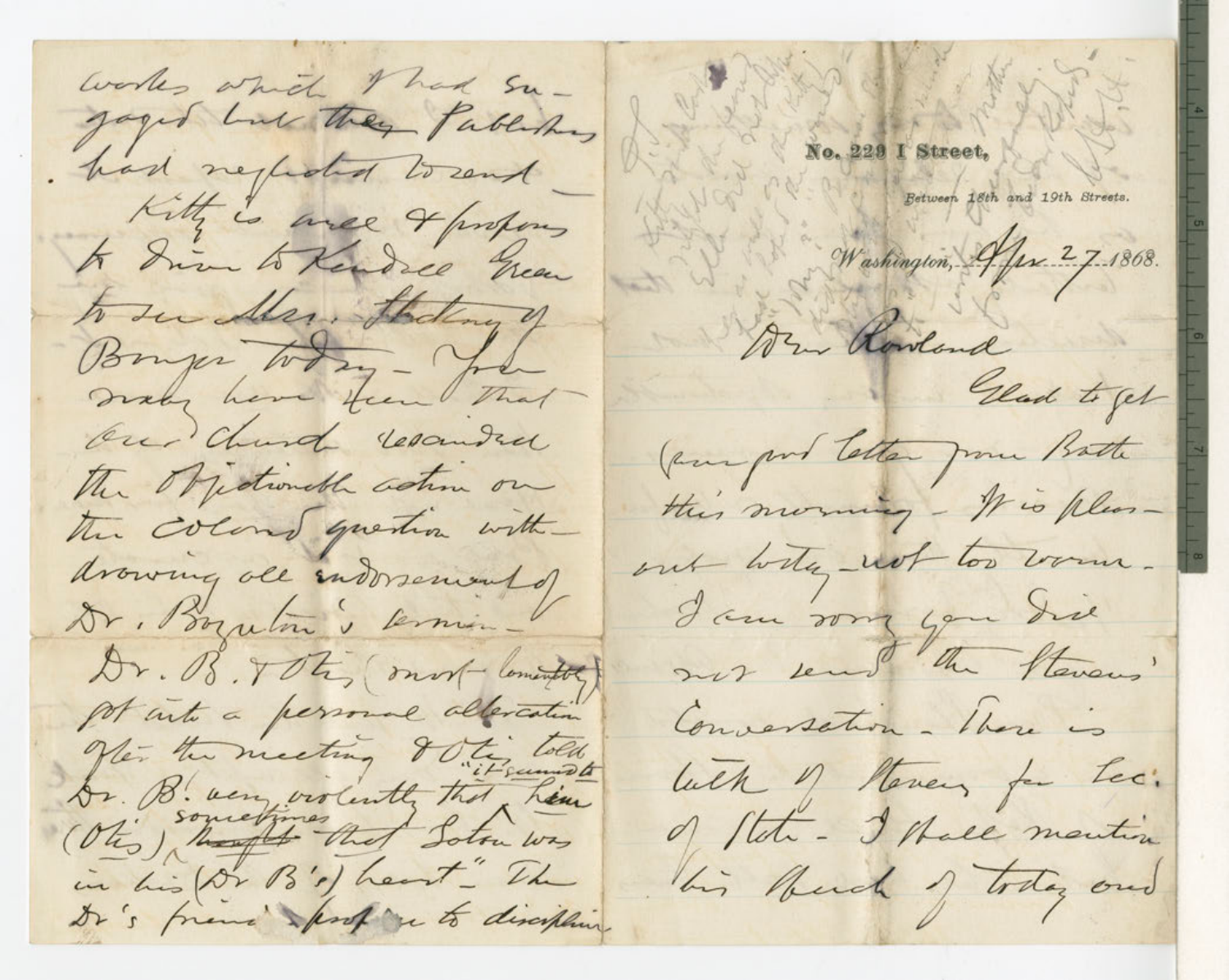No. 229 I Street,

Between 18th and 19th Streets.

Washington, Apr 27 1868.

Dear Rowland

Glad to get your post letter from Battle this morning - It is pleasant today - not too warm. I am sorry you did not send the Stevens' Conversation - There is talk of Stevens for Sec. of State - I shall mention his speech of today and

works which I had engaged but they Publishers had neglected to send - Kitty is well & proposes to drive to Kendall Green to see Mrs. Stickney of Bangor today - You may have seen that our church rescinded the Objectionable action on the colored question withdrawing all endorsement of Dr. Boynton's sermon - Dr. B. & Otis (most lamentably) got into a personal altercation after the meeting & Otis told Dr. B. very violently that "it seemed to him (Otis) sometimes that Satan was in his (Dr B's) heart" - The Dr's friends propose to discipline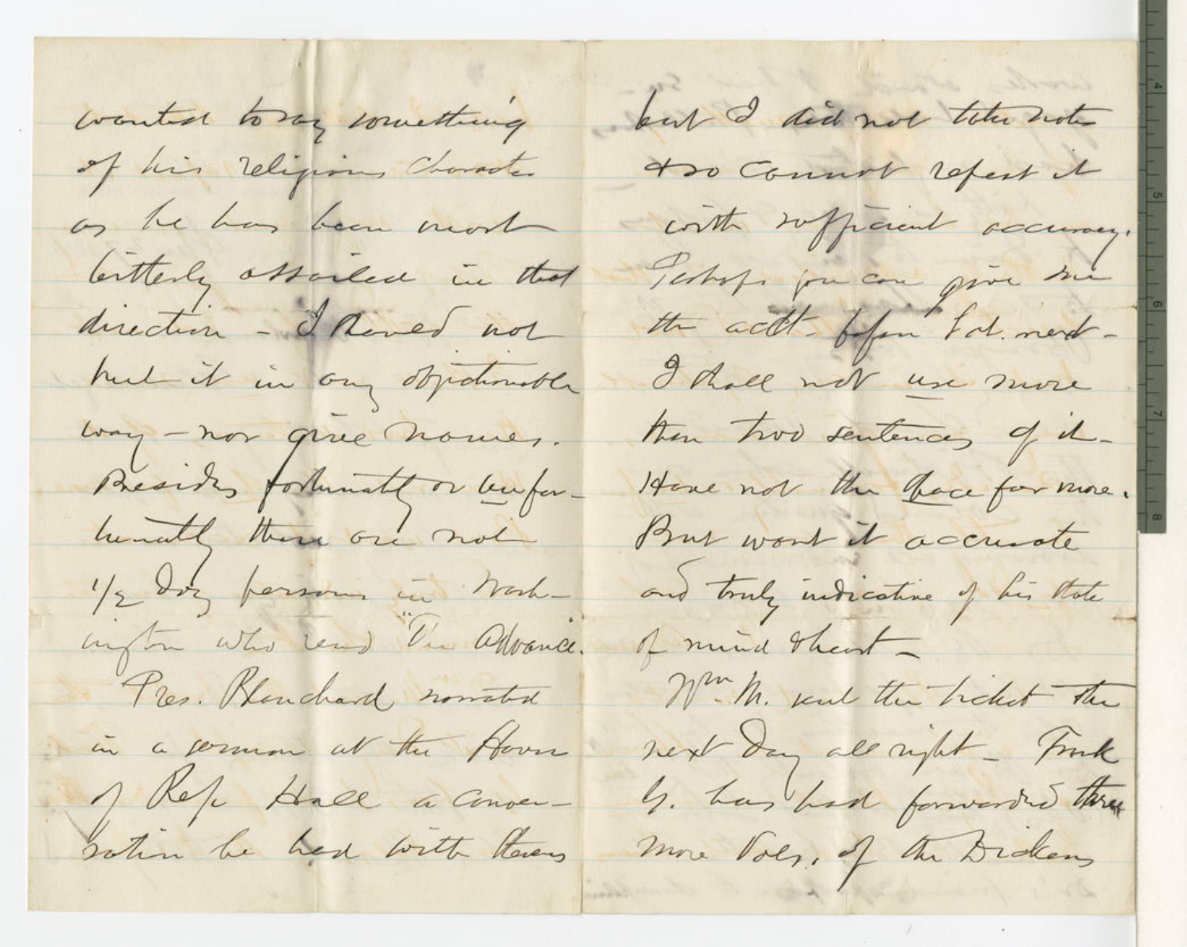wanted to say something
of his religious character
as he has been most
bitterly assailed in that
direction - I shall not
put it in any objectionable
way - nor give names.
Besides fortunately or unfor-
tunately there are not
1/2 doz persons in Wash-
ington who read "The Advance."
Pres. Blanchard narrated
in a sermon at the House
of Reps Hall a conver-
sation he had with Stevens

but I did not take note
& so cannot repeat it
with sufficient accuracy.
Perhaps you can give me
the acct. before Sat. next -
I shall not use more
than two sentences of it -
Have not the space for more.
But want it accurate
and truly indicative of his state
of mind & heart -
Wm. M. sent the ticket the
next day all right - Frank
G. has had forwarded three
more Vols. of the Dickens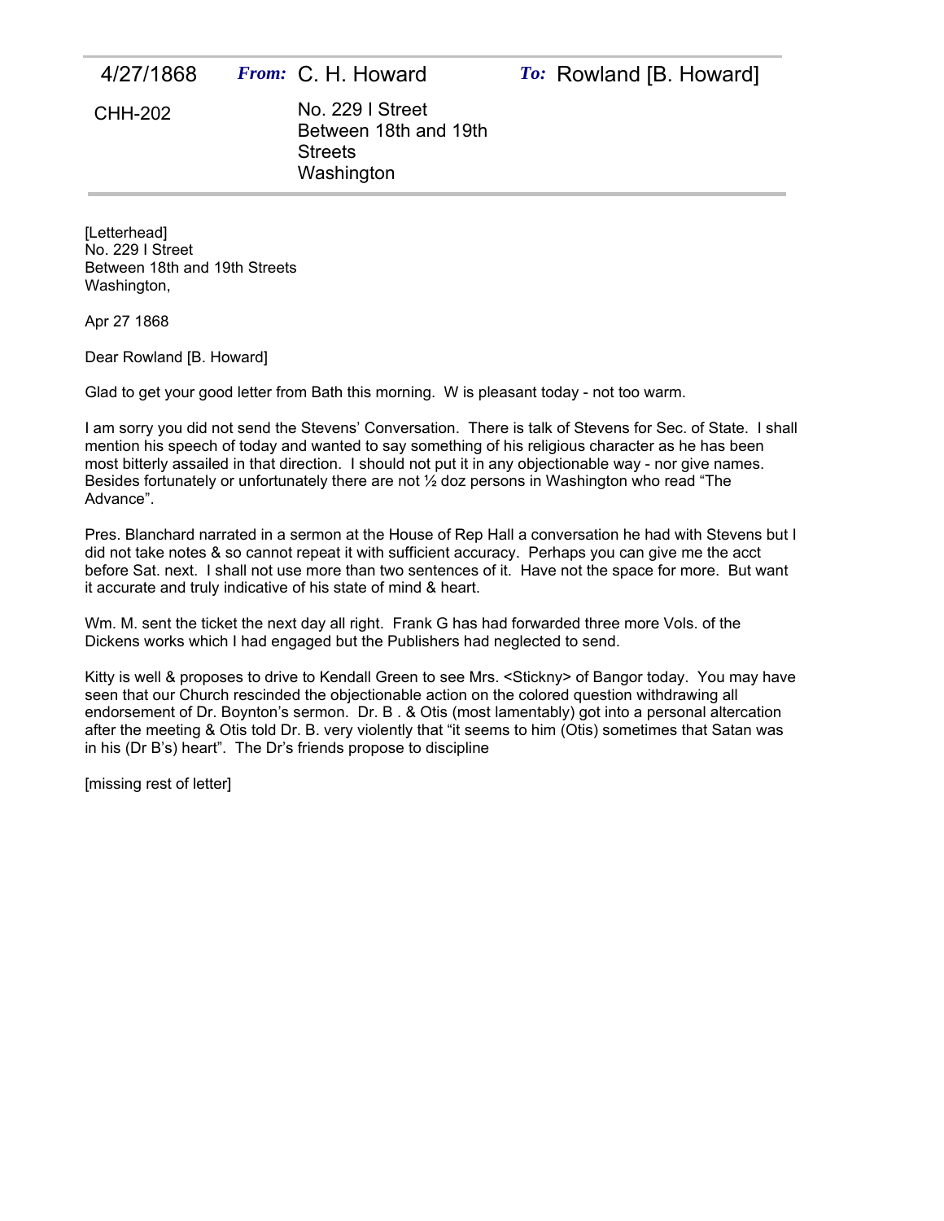| 4/27/1868 | *From:* C. H. Howard | *To:* Rowland [B. Howard] |
| --- | --- | --- |
| CHH-202 | No. 229 I Street Between 18th and 19th Streets Washington | |

[Letterhead]
No. 229 I Street
Between 18th and 19th Streets
Washington,

Apr 27 1868

Dear Rowland [B. Howard]

Glad to get your good letter from Bath this morning. W is pleasant today - not too warm.

I am sorry you did not send the Stevens' Conversation. There is talk of Stevens for Sec. of State. I shall mention his speech of today and wanted to say something of his religious character as he has been most bitterly assailed in that direction. I should not put it in any objectionable way - nor give names. Besides fortunately or unfortunately there are not ½ doz persons in Washington who read "The Advance".

Pres. Blanchard narrated in a sermon at the House of Rep Hall a conversation he had with Stevens but I did not take notes & so cannot repeat it with sufficient accuracy. Perhaps you can give me the acct before Sat. next. I shall not use more than two sentences of it. Have not the space for more. But want it accurate and truly indicative of his state of mind & heart.

Wm. M. sent the ticket the next day all right. Frank G has had forwarded three more Vols. of the Dickens works which I had engaged but the Publishers had neglected to send.

Kitty is well & proposes to drive to Kendall Green to see Mrs. <Stickny> of Bangor today. You may have seen that our Church rescinded the objectionable action on the colored question withdrawing all endorsement of Dr. Boynton's sermon. Dr. B . & Otis (most lamentably) got into a personal altercation after the meeting & Otis told Dr. B. very violently that "it seems to him (Otis) sometimes that Satan was in his (Dr B's) heart". The Dr's friends propose to discipline

[missing rest of letter]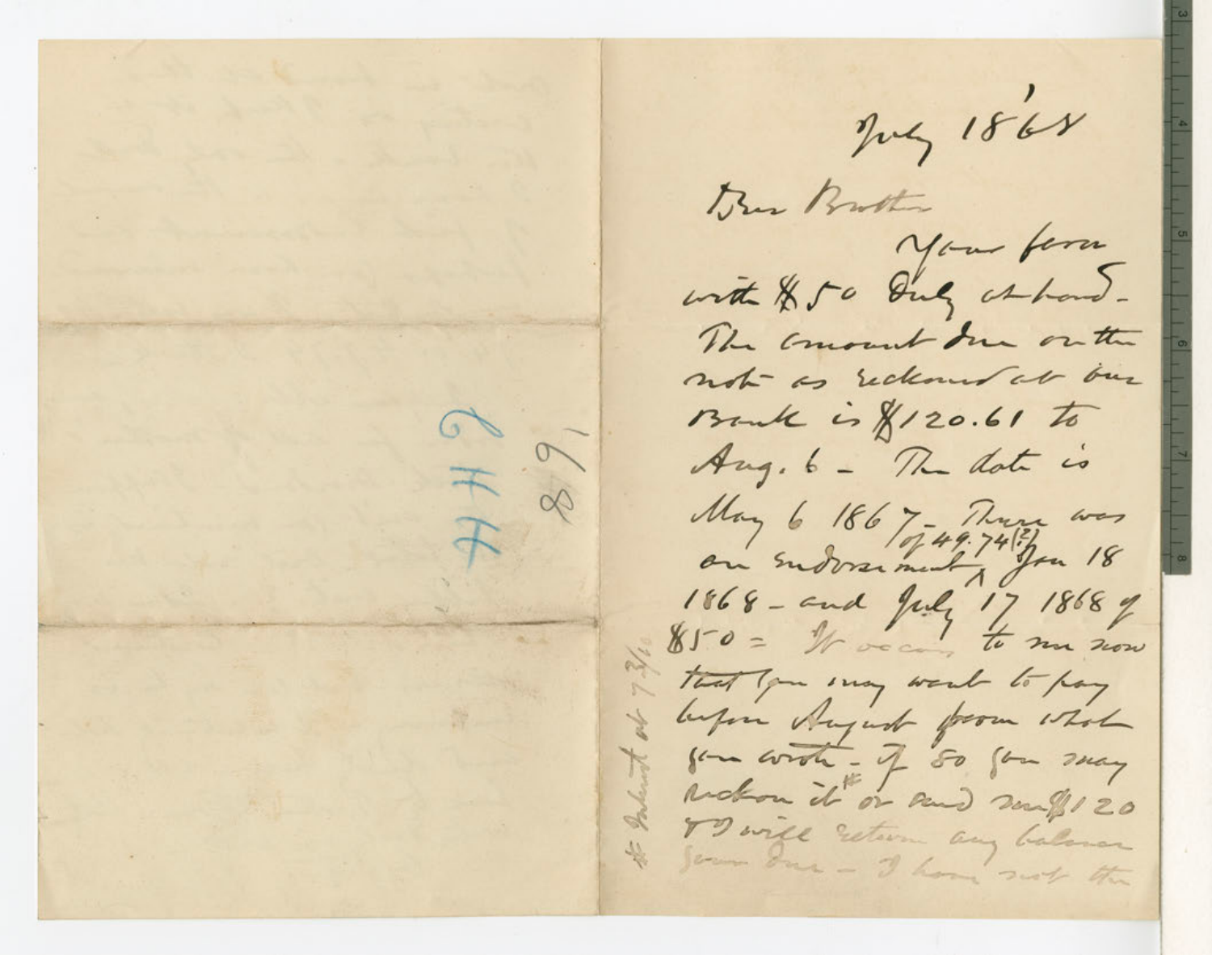July 1868

Dear Brother

Your favor with $50 duly at hand. The amount due on the note as reckoned at our Bank is $120.61 to Aug. 6 – The date is May 6 1867 – There was an endorsement of 49.74[?] Jan 18 1868 – and July 17 1868 of $50 = It occurs to me now that you may want to pay before August from what you write – If so you may reckon it* or send me $120 & I will return any balanceson due – I have not the

* Interest at 7 3/10

8/9

2HH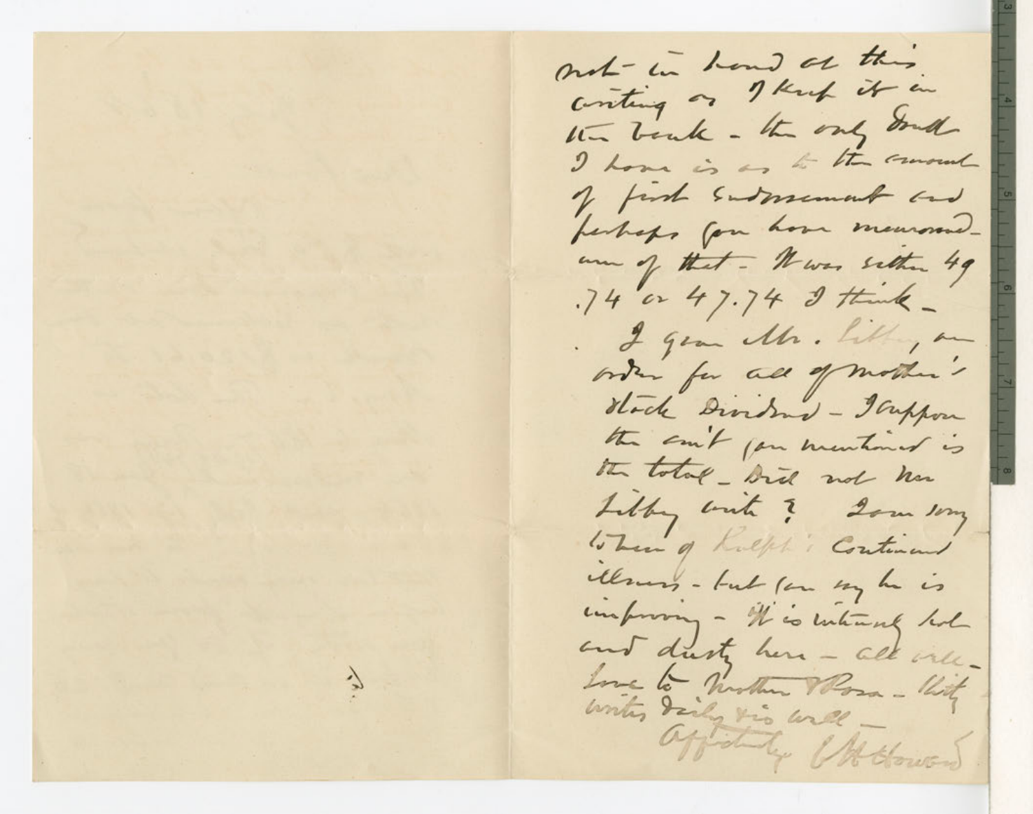not in hand at this
writing as I keep it in
the bank - the only doubt
I have is as to the amount
of first endorsement and
perhaps you have memorand-
um of that - It was either 49
.74 or 47.74 I think -

I gave Mr. Libby an
order for all of mother's
stock Dividend - I suppose
the am't you mentioned is
the total - Did not Mr
Libby write? I am sorry
to hear of Ralph's continued
illness - but you say he is
improving - It is intensely hot
and dusty here - all well -
Love to Mother & Rosa - Kitty
writes daily & is well -

Affectionately O O Howard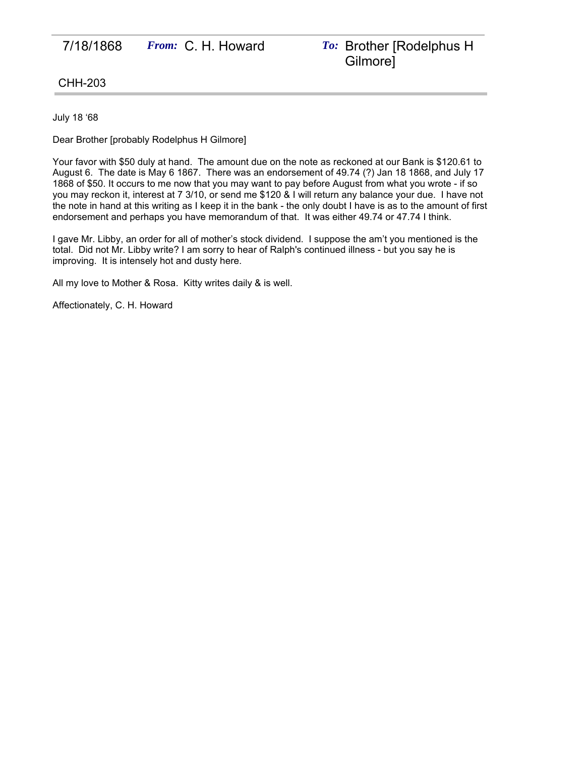| 7/18/1868 | *From:* C. H. Howard | *To:* Brother [Rodelphus H Gilmore] |
|---|---|---|

CHH-203

July 18 '68

Dear Brother [probably Rodelphus H Gilmore]

Your favor with $50 duly at hand. The amount due on the note as reckoned at our Bank is $120.61 to August 6. The date is May 6 1867. There was an endorsement of 49.74 (?) Jan 18 1868, and July 17 1868 of $50. It occurs to me now that you may want to pay before August from what you wrote - if so you may reckon it, interest at 7 3/10, or send me $120 & I will return any balance your due. I have not the note in hand at this writing as I keep it in the bank - the only doubt I have is as to the amount of first endorsement and perhaps you have memorandum of that. It was either 49.74 or 47.74 I think.

I gave Mr. Libby, an order for all of mother's stock dividend. I suppose the am't you mentioned is the total. Did not Mr. Libby write? I am sorry to hear of Ralph's continued illness - but you say he is improving. It is intensely hot and dusty here.

All my love to Mother & Rosa. Kitty writes daily & is well.

Affectionately, C. H. Howard